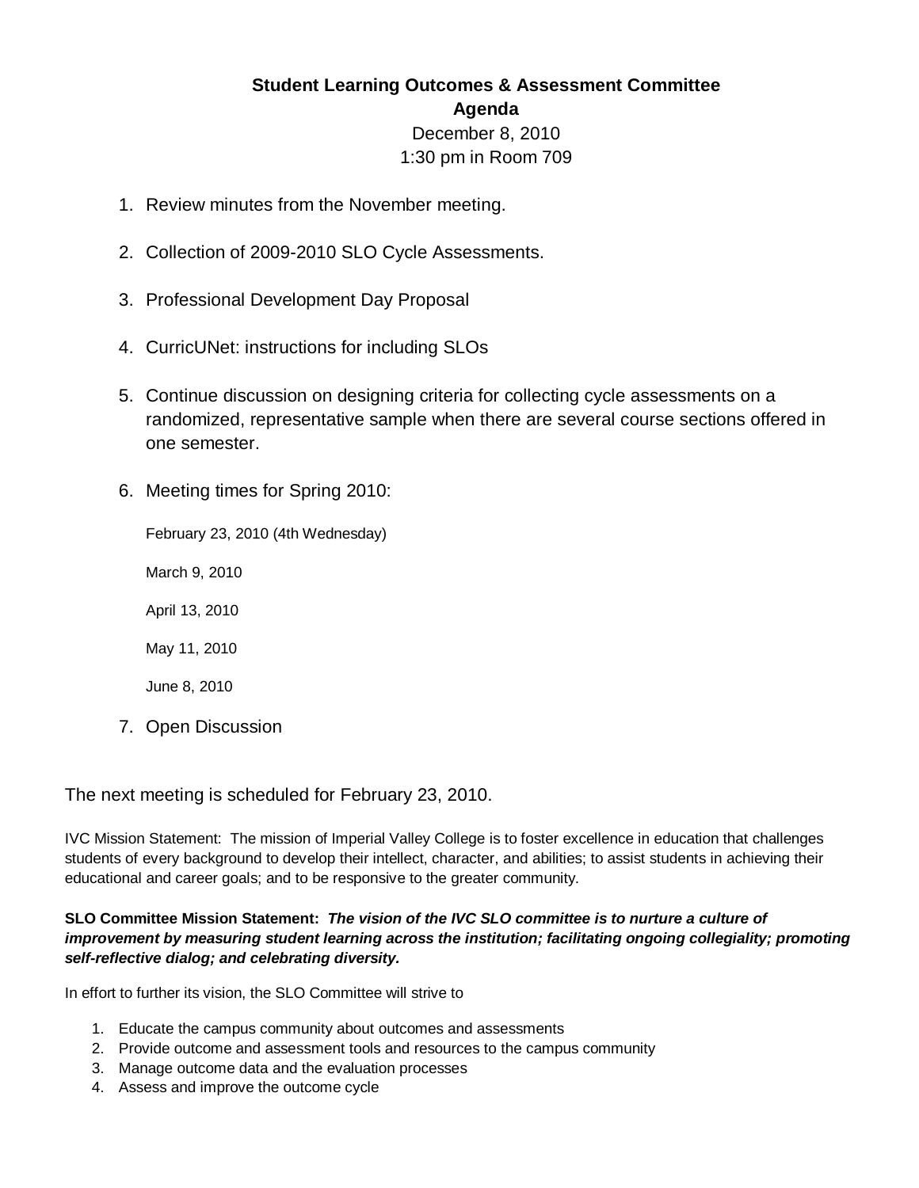# Student Learning Outcomes & Assessment Committee

## Agenda

December 8, 2010

1:30 pm in Room 709

1. Review minutes from the November meeting.

2. Collection of 2009-2010 SLO Cycle Assessments.

3. Professional Development Day Proposal

4. CurricUNet: instructions for including SLOs

5. Continue discussion on designing criteria for collecting cycle assessments on a randomized, representative sample when there are several course sections offered in one semester.

6. Meeting times for Spring 2010:

   February 23, 2010 (4th Wednesday)

   March 9, 2010

   April 13, 2010

   May 11, 2010

   June 8, 2010

7. Open Discussion

The next meeting is scheduled for February 23, 2010.

IVC Mission Statement: The mission of Imperial Valley College is to foster excellence in education that challenges students of every background to develop their intellect, character, and abilities; to assist students in achieving their educational and career goals; and to be responsive to the greater community.

**SLO Committee Mission Statement:** ***The vision of the IVC SLO committee is to nurture a culture of improvement by measuring student learning across the institution; facilitating ongoing collegiality; promoting self-reflective dialog; and celebrating diversity.***

In effort to further its vision, the SLO Committee will strive to

1. Educate the campus community about outcomes and assessments
2. Provide outcome and assessment tools and resources to the campus community
3. Manage outcome data and the evaluation processes
4. Assess and improve the outcome cycle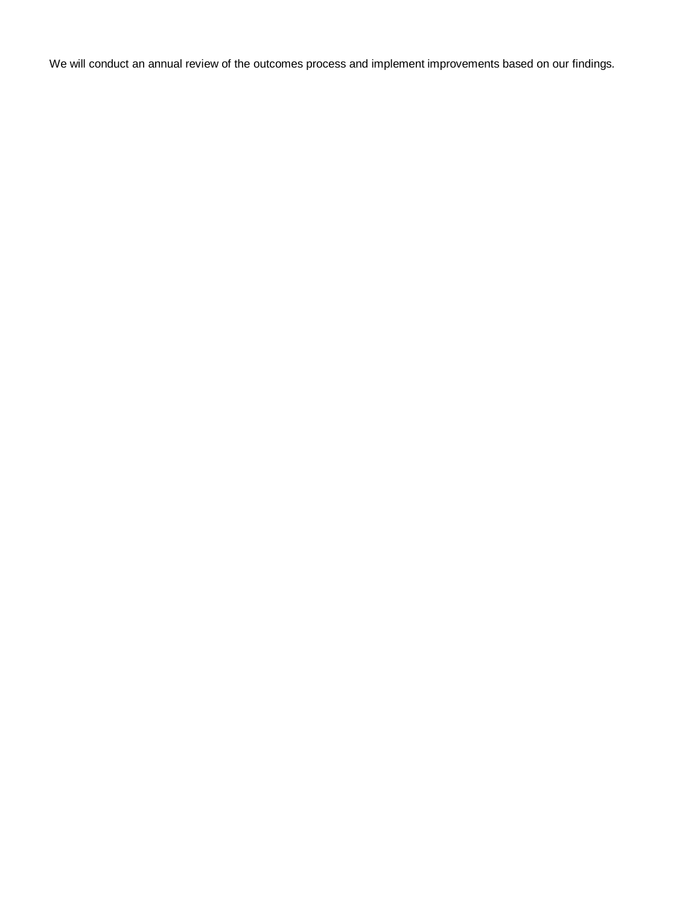We will conduct an annual review of the outcomes process and implement improvements based on our findings.